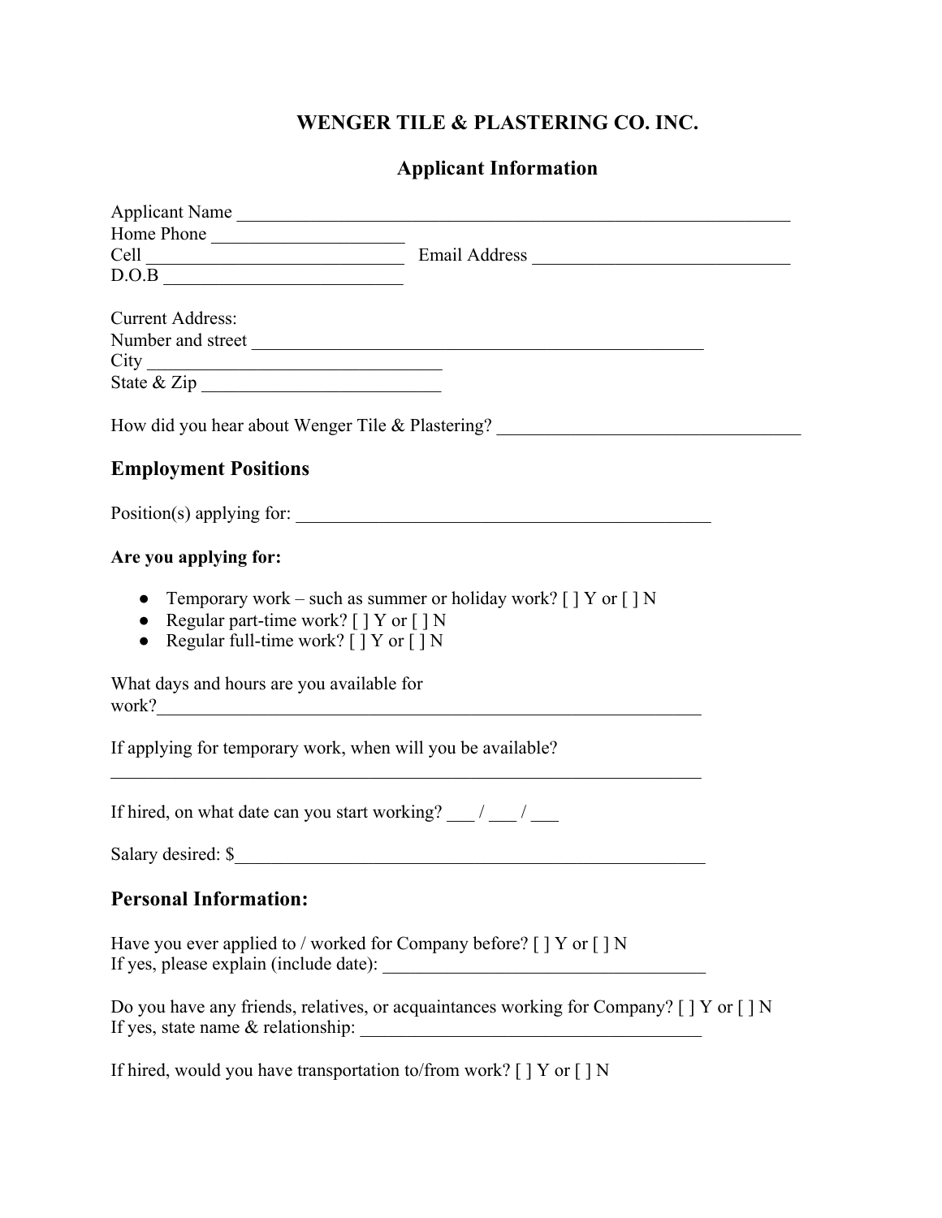# WENGER TILE & PLASTERING CO. INC.

## Applicant Information

Applicant Name ______________________________________________________________
Home Phone ______________________
Cell ____________________________ Email Address ____________________________
D.O.B ___________________________

Current Address:
Number and street ____________________________________________________
City ________________________________
State & Zip __________________________

How did you hear about Wenger Tile & Plastering? __________________________________

## Employment Positions

Position(s) applying for: _______________________________________________

**Are you applying for:**

- Temporary work – such as summer or holiday work? [ ] Y or [ ] N
- Regular part-time work? [ ] Y or [ ] N
- Regular full-time work? [ ] Y or [ ] N

What days and hours are you available for work?_______________________________________________________________

If applying for temporary work, when will you be available?
_____________________________________________________________________

If hired, on what date can you start working? ___ / ___ / ___

Salary desired: $_____________________________________________________

## Personal Information:

Have you ever applied to / worked for Company before? [ ] Y or [ ] N
If yes, please explain (include date): ____________________________________

Do you have any friends, relatives, or acquaintances working for Company? [ ] Y or [ ] N
If yes, state name & relationship: ______________________________________

If hired, would you have transportation to/from work? [ ] Y or [ ] N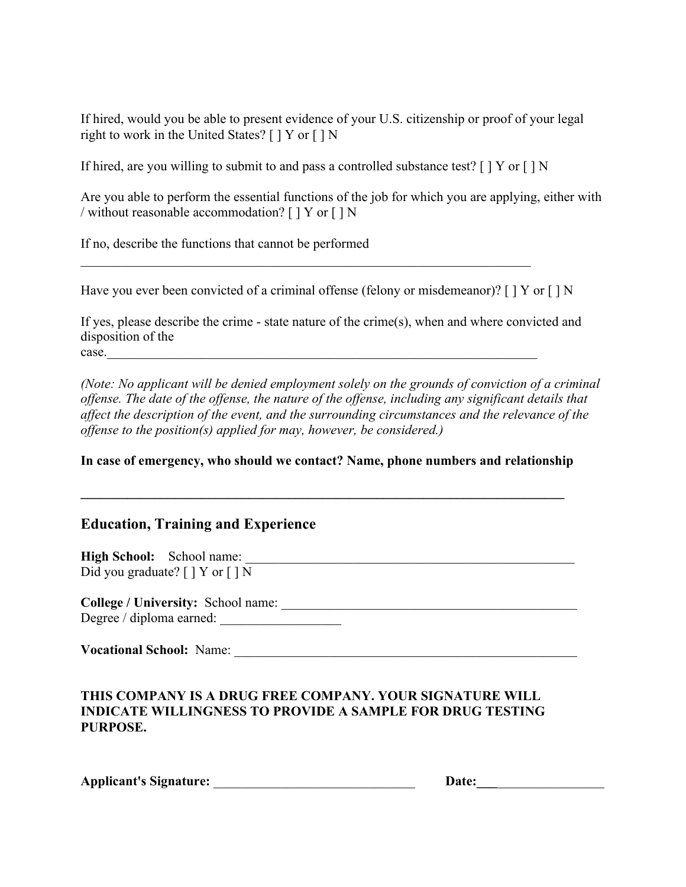If hired, would you be able to present evidence of your U.S. citizenship or proof of your legal right to work in the United States? [ ] Y or [ ] N

If hired, are you willing to submit to and pass a controlled substance test? [ ] Y or [ ] N

Are you able to perform the essential functions of the job for which you are applying, either with / without reasonable accommodation? [ ] Y or [ ] N

If no, describe the functions that cannot be performed _______________________________________________________________________

Have you ever been convicted of a criminal offense (felony or misdemeanor)? [ ] Y or [ ] N

If yes, please describe the crime - state nature of the crime(s), when and where convicted and disposition of the case.____________________________________________________________________

*(Note: No applicant will be denied employment solely on the grounds of conviction of a criminal offense. The date of the offense, the nature of the offense, including any significant details that affect the description of the event, and the surrounding circumstances and the relevance of the offense to the position(s) applied for may, however, be considered.)*

**In case of emergency, who should we contact? Name, phone numbers and relationship**

**___________________________________________________________________________**

## Education, Training and Experience

**High School:** School name: ____________________________________________________
Did you graduate? [ ] Y or [ ] N

**College / University:** School name: _____________________________________________
Degree / diploma earned: __________________

**Vocational School:** Name: ______________________________________________________

**THIS COMPANY IS A DRUG FREE COMPANY. YOUR SIGNATURE WILL INDICATE WILLINGNESS TO PROVIDE A SAMPLE FOR DRUG TESTING PURPOSE.**

**Applicant's Signature:** _______________________________ **Date:**____________________